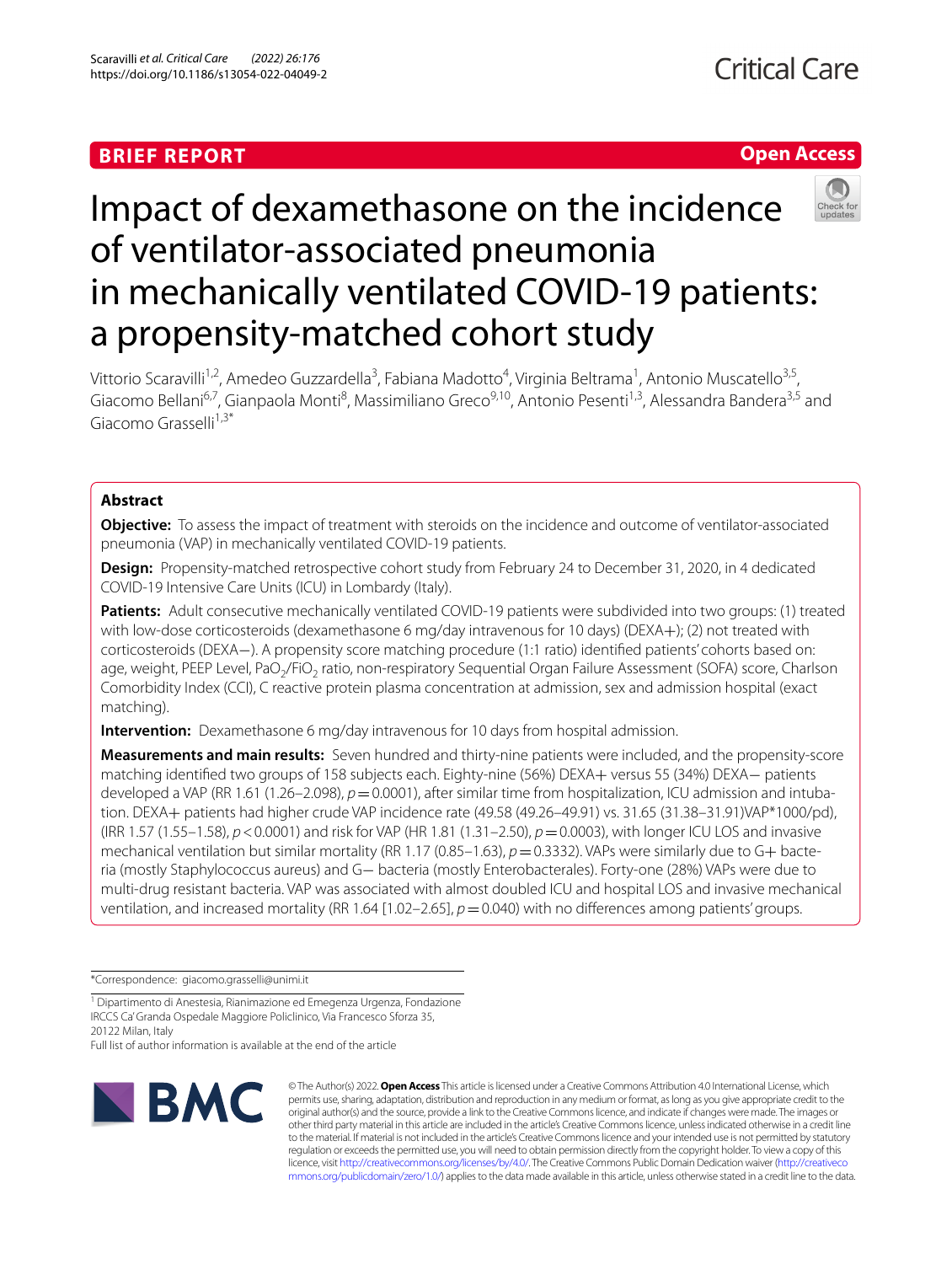BRIEF REPORT

Open Access

# Impact of dexamethasone on the incidence of ventilator-associated pneumonia in mechanically ventilated COVID-19 patients: a propensity-matched cohort study

Vittorio Scaravilli[1,2], Amedeo Guzzardella[3], Fabiana Madotto[4], Virginia Beltrama[1], Antonio Muscatello[3,5], Giacomo Bellani[6,7], Gianpaola Monti[8], Massimiliano Greco[9,10], Antonio Pesenti[1,3], Alessandra Bandera[3,5] and Giacomo Grasselli[1,3*]

## Abstract

**Objective:** To assess the impact of treatment with steroids on the incidence and outcome of ventilator-associated pneumonia (VAP) in mechanically ventilated COVID-19 patients.

**Design:** Propensity-matched retrospective cohort study from February 24 to December 31, 2020, in 4 dedicated COVID-19 Intensive Care Units (ICU) in Lombardy (Italy).

**Patients:** Adult consecutive mechanically ventilated COVID-19 patients were subdivided into two groups: (1) treated with low-dose corticosteroids (dexamethasone 6 mg/day intravenous for 10 days) (DEXA+); (2) not treated with corticosteroids (DEXA−). A propensity score matching procedure (1:1 ratio) identified patients' cohorts based on: age, weight, PEEP Level, $PaO_2/FiO_2$ ratio, non-respiratory Sequential Organ Failure Assessment (SOFA) score, Charlson Comorbidity Index (CCI), C reactive protein plasma concentration at admission, sex and admission hospital (exact matching).

**Intervention:** Dexamethasone 6 mg/day intravenous for 10 days from hospital admission.

**Measurements and main results:** Seven hundred and thirty-nine patients were included, and the propensity-score matching identified two groups of 158 subjects each. Eighty-nine (56%) DEXA+ versus 55 (34%) DEXA− patients developed a VAP (RR 1.61 (1.26–2.098), $p = 0.0001$), after similar time from hospitalization, ICU admission and intubation. DEXA+ patients had higher crude VAP incidence rate (49.58 (49.26–49.91) vs. 31.65 (31.38–31.91)VAP*1000/pd), (IRR 1.57 (1.55–1.58), $p < 0.0001$) and risk for VAP (HR 1.81 (1.31–2.50), $p = 0.0003$), with longer ICU LOS and invasive mechanical ventilation but similar mortality (RR 1.17 (0.85–1.63), $p = 0.3332$). VAPs were similarly due to G+ bacteria (mostly Staphylococcus aureus) and G− bacteria (mostly Enterobacterales). Forty-one (28%) VAPs were due to multi-drug resistant bacteria. VAP was associated with almost doubled ICU and hospital LOS and invasive mechanical ventilation, and increased mortality (RR 1.64 [1.02–2.65], $p = 0.040$) with no differences among patients' groups.

*Correspondence: giacomo.grasselli@unimi.it

[1] Dipartimento di Anestesia, Rianimazione ed Emegenza Urgenza, Fondazione IRCCS Ca' Granda Ospedale Maggiore Policlinico, Via Francesco Sforza 35, 20122 Milan, Italy

Full list of author information is available at the end of the article

© The Author(s) 2022. **Open Access** This article is licensed under a Creative Commons Attribution 4.0 International License, which permits use, sharing, adaptation, distribution and reproduction in any medium or format, as long as you give appropriate credit to the original author(s) and the source, provide a link to the Creative Commons licence, and indicate if changes were made. The images or other third party material in this article are included in the article's Creative Commons licence, unless indicated otherwise in a credit line to the material. If material is not included in the article's Creative Commons licence and your intended use is not permitted by statutory regulation or exceeds the permitted use, you will need to obtain permission directly from the copyright holder. To view a copy of this licence, visit http://creativecommons.org/licenses/by/4.0/. The Creative Commons Public Domain Dedication waiver (http://creativecommons.org/publicdomain/zero/1.0/) applies to the data made available in this article, unless otherwise stated in a credit line to the data.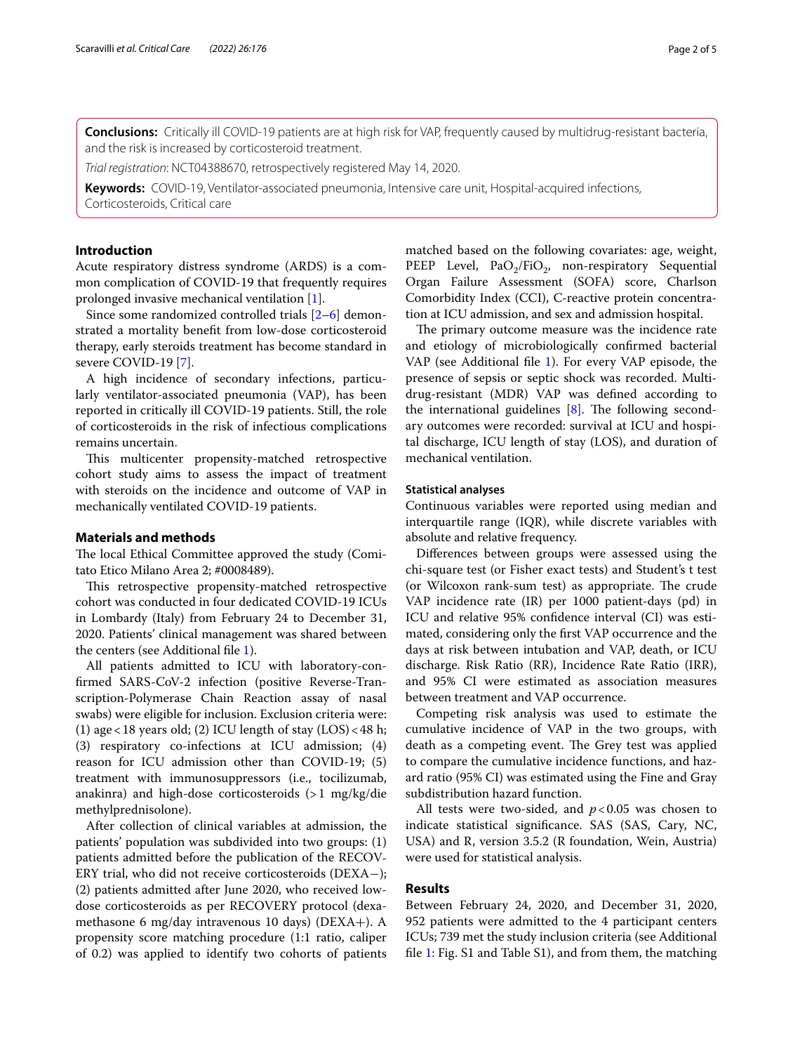**Conclusions:** Critically ill COVID-19 patients are at high risk for VAP, frequently caused by multidrug-resistant bacteria, and the risk is increased by corticosteroid treatment.

*Trial registration*: NCT04388670, retrospectively registered May 14, 2020.

**Keywords:** COVID-19, Ventilator-associated pneumonia, Intensive care unit, Hospital-acquired infections, Corticosteroids, Critical care

## Introduction

Acute respiratory distress syndrome (ARDS) is a common complication of COVID-19 that frequently requires prolonged invasive mechanical ventilation [1].

Since some randomized controlled trials [2–6] demonstrated a mortality benefit from low-dose corticosteroid therapy, early steroids treatment has become standard in severe COVID-19 [7].

A high incidence of secondary infections, particularly ventilator-associated pneumonia (VAP), has been reported in critically ill COVID-19 patients. Still, the role of corticosteroids in the risk of infectious complications remains uncertain.

This multicenter propensity-matched retrospective cohort study aims to assess the impact of treatment with steroids on the incidence and outcome of VAP in mechanically ventilated COVID-19 patients.

## Materials and methods

The local Ethical Committee approved the study (Comitato Etico Milano Area 2; #0008489).

This retrospective propensity-matched retrospective cohort was conducted in four dedicated COVID-19 ICUs in Lombardy (Italy) from February 24 to December 31, 2020. Patients' clinical management was shared between the centers (see Additional file 1).

All patients admitted to ICU with laboratory-confirmed SARS-CoV-2 infection (positive Reverse-Transcription-Polymerase Chain Reaction assay of nasal swabs) were eligible for inclusion. Exclusion criteria were: (1) age < 18 years old; (2) ICU length of stay (LOS) < 48 h; (3) respiratory co-infections at ICU admission; (4) reason for ICU admission other than COVID-19; (5) treatment with immunosuppressors (i.e., tocilizumab, anakinra) and high-dose corticosteroids (> 1 mg/kg/die methylprednisolone).

After collection of clinical variables at admission, the patients' population was subdivided into two groups: (1) patients admitted before the publication of the RECOVERY trial, who did not receive corticosteroids (DEXA−); (2) patients admitted after June 2020, who received low-dose corticosteroids as per RECOVERY protocol (dexamethasone 6 mg/day intravenous 10 days) (DEXA+). A propensity score matching procedure (1:1 ratio, caliper of 0.2) was applied to identify two cohorts of patients matched based on the following covariates: age, weight, PEEP Level, $PaO_2/FiO_2$, non-respiratory Sequential Organ Failure Assessment (SOFA) score, Charlson Comorbidity Index (CCI), C-reactive protein concentration at ICU admission, and sex and admission hospital.

The primary outcome measure was the incidence rate and etiology of microbiologically confirmed bacterial VAP (see Additional file 1). For every VAP episode, the presence of sepsis or septic shock was recorded. Multidrug-resistant (MDR) VAP was defined according to the international guidelines [8]. The following secondary outcomes were recorded: survival at ICU and hospital discharge, ICU length of stay (LOS), and duration of mechanical ventilation.

### Statistical analyses

Continuous variables were reported using median and interquartile range (IQR), while discrete variables with absolute and relative frequency.

Differences between groups were assessed using the chi-square test (or Fisher exact tests) and Student's t test (or Wilcoxon rank-sum test) as appropriate. The crude VAP incidence rate (IR) per 1000 patient-days (pd) in ICU and relative 95% confidence interval (CI) was estimated, considering only the first VAP occurrence and the days at risk between intubation and VAP, death, or ICU discharge. Risk Ratio (RR), Incidence Rate Ratio (IRR), and 95% CI were estimated as association measures between treatment and VAP occurrence.

Competing risk analysis was used to estimate the cumulative incidence of VAP in the two groups, with death as a competing event. The Grey test was applied to compare the cumulative incidence functions, and hazard ratio (95% CI) was estimated using the Fine and Gray subdistribution hazard function.

All tests were two-sided, and $p < 0.05$ was chosen to indicate statistical significance. SAS (SAS, Cary, NC, USA) and R, version 3.5.2 (R foundation, Wein, Austria) were used for statistical analysis.

## Results

Between February 24, 2020, and December 31, 2020, 952 patients were admitted to the 4 participant centers ICUs; 739 met the study inclusion criteria (see Additional file 1: Fig. S1 and Table S1), and from them, the matching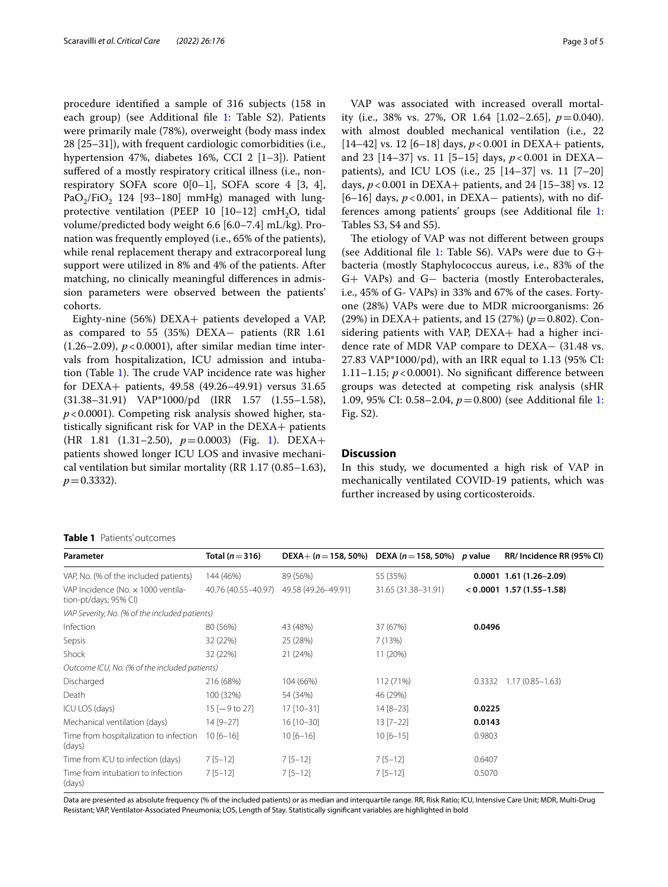procedure identified a sample of 316 subjects (158 in each group) (see Additional file 1: Table S2). Patients were primarily male (78%), overweight (body mass index 28 [25–31]), with frequent cardiologic comorbidities (i.e., hypertension 47%, diabetes 16%, CCI 2 [1–3]). Patient suffered of a mostly respiratory critical illness (i.e., non-respiratory SOFA score 0[0–1], SOFA score 4 [3, 4], $PaO_2/FiO_2$ 124 [93–180] mmHg) managed with lung-protective ventilation (PEEP 10 [10–12] $cmH_2O$, tidal volume/predicted body weight 6.6 [6.0–7.4] mL/kg). Pronation was frequently employed (i.e., 65% of the patients), while renal replacement therapy and extracorporeal lung support were utilized in 8% and 4% of the patients. After matching, no clinically meaningful differences in admission parameters were observed between the patients' cohorts.

Eighty-nine (56%) DEXA+ patients developed a VAP, as compared to 55 (35%) DEXA− patients (RR 1.61 (1.26–2.09), $p < 0.0001$), after similar median time intervals from hospitalization, ICU admission and intubation (Table 1). The crude VAP incidence rate was higher for DEXA+ patients, 49.58 (49.26–49.91) versus 31.65 (31.38–31.91) VAP*1000/pd (IRR 1.57 (1.55–1.58), $p < 0.0001$). Competing risk analysis showed higher, statistically significant risk for VAP in the DEXA+ patients (HR 1.81 (1.31–2.50), $p = 0.0003$) (Fig. 1). DEXA+ patients showed longer ICU LOS and invasive mechanical ventilation but similar mortality (RR 1.17 (0.85–1.63), $p = 0.3332$).

VAP was associated with increased overall mortality (i.e., 38% vs. 27%, OR 1.64 [1.02–2.65], $p = 0.040$). with almost doubled mechanical ventilation (i.e., 22 [14–42] vs. 12 [6–18] days, $p < 0.001$ in DEXA+ patients, and 23 [14–37] vs. 11 [5–15] days, $p < 0.001$ in DEXA− patients), and ICU LOS (i.e., 25 [14–37] vs. 11 [7–20] days, $p < 0.001$ in DEXA+ patients, and 24 [15–38] vs. 12 [6–16] days, $p < 0.001$, in DEXA− patients), with no differences among patients' groups (see Additional file 1: Tables S3, S4 and S5).

The etiology of VAP was not different between groups (see Additional file 1: Table S6). VAPs were due to G+ bacteria (mostly Staphylococcus aureus, i.e., 83% of the G+ VAPs) and G− bacteria (mostly Enterobacterales, i.e., 45% of G- VAPs) in 33% and 67% of the cases. Forty-one (28%) VAPs were due to MDR microorganisms: 26 (29%) in DEXA+ patients, and 15 (27%) ($p = 0.802$). Considering patients with VAP, DEXA+ had a higher incidence rate of MDR VAP compare to DEXA− (31.48 vs. 27.83 VAP*1000/pd), with an IRR equal to 1.13 (95% CI: 1.11–1.15; $p < 0.0001$). No significant difference between groups was detected at competing risk analysis (sHR 1.09, 95% CI: 0.58–2.04, $p = 0.800$) (see Additional file 1: Fig. S2).

## Discussion

In this study, we documented a high risk of VAP in mechanically ventilated COVID-19 patients, which was further increased by using corticosteroids.

**Table 1** Patients' outcomes

| Parameter | Total ($n = 316$) | DEXA+ ($n = 158$, 50%) | DEXA ($n = 158$, 50%) | p value | RR/ Incidence RR (95% CI) |
|---|---|---|---|---|---|
| VAP, No. (% of the included patients) | 144 (46%) | 89 (56%) | 55 (35%) | **0.0001** | **1.61 (1.26–2.09)** |
| VAP Incidence (No. × 1000 ventilation-pt/days; 95% CI) | 40.76 (40.55–40.97) | 49.58 (49.26–49.91) | 31.65 (31.38–31.91) | **< 0.0001** | **1.57 (1.55–1.58)** |
| *VAP Severity, No. (% of the included patients)* | | | | | |
| Infection | 80 (56%) | 43 (48%) | 37 (67%) | **0.0496** | |
| Sepsis | 32 (22%) | 25 (28%) | 7 (13%) | | |
| Shock | 32 (22%) | 21 (24%) | 11 (20%) | | |
| *Outcome ICU, No. (% of the included patients)* | | | | | |
| Discharged | 216 (68%) | 104 (66%) | 112 (71%) | 0.3332 | 1.17 (0.85–1.63) |
| Death | 100 (32%) | 54 (34%) | 46 (29%) | | |
| ICU LOS (days) | 15 [− 9 to 27] | 17 [10–31] | 14 [8–23] | **0.0225** | |
| Mechanical ventilation (days) | 14 [9–27] | 16 [10–30] | 13 [7–22] | **0.0143** | |
| Time from hospitalization to infection (days) | 10 [6–16] | 10 [6–16] | 10 [6–15] | 0.9803 | |
| Time from ICU to infection (days) | 7 [5–12] | 7 [5–12] | 7 [5–12] | 0.6407 | |
| Time from intubation to infection (days) | 7 [5–12] | 7 [5–12] | 7 [5–12] | 0.5070 | |

Data are presented as absolute frequency (% of the included patients) or as median and interquartile range. RR, Risk Ratio; ICU, Intensive Care Unit; MDR, Multi-Drug Resistant; VAP, Ventilator-Associated Pneumonia; LOS, Length of Stay. Statistically significant variables are highlighted in bold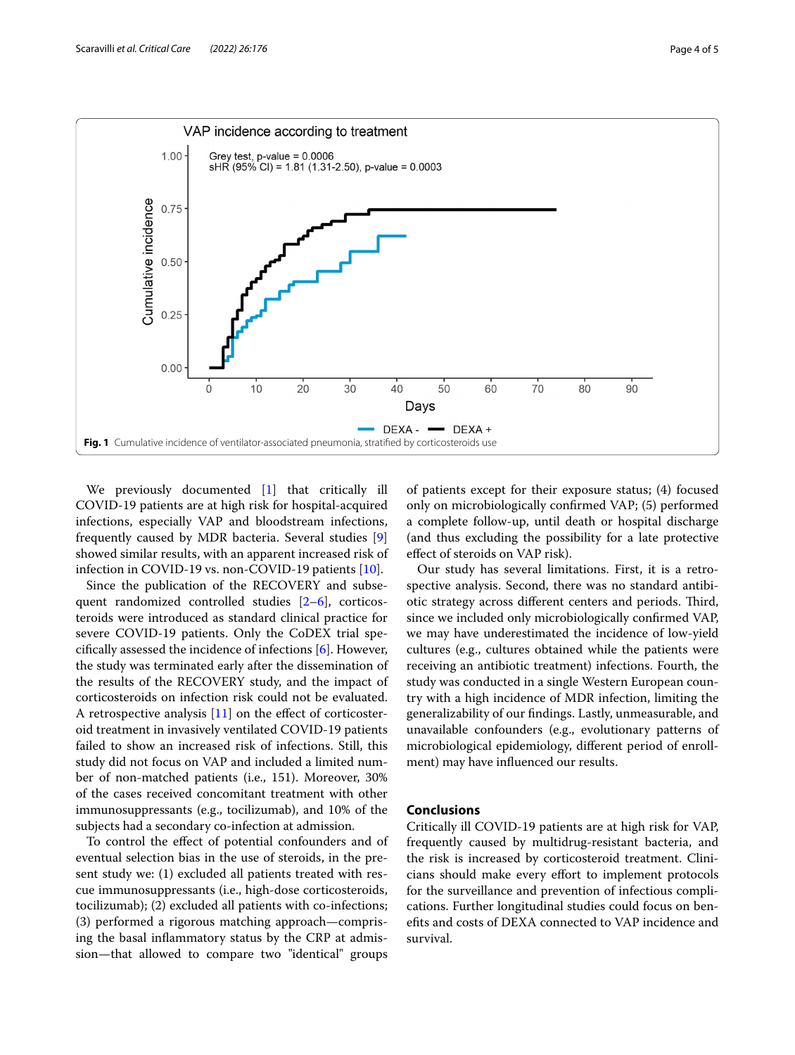Fig. 1 Cumulative incidence of ventilator-associated pneumonia, stratified by corticosteroids use

We previously documented [1] that critically ill COVID-19 patients are at high risk for hospital-acquired infections, especially VAP and bloodstream infections, frequently caused by MDR bacteria. Several studies [9] showed similar results, with an apparent increased risk of infection in COVID-19 vs. non-COVID-19 patients [10].

Since the publication of the RECOVERY and subsequent randomized controlled studies [2–6], corticosteroids were introduced as standard clinical practice for severe COVID-19 patients. Only the CoDEX trial specifically assessed the incidence of infections [6]. However, the study was terminated early after the dissemination of the results of the RECOVERY study, and the impact of corticosteroids on infection risk could not be evaluated. A retrospective analysis [11] on the effect of corticosteroid treatment in invasively ventilated COVID-19 patients failed to show an increased risk of infections. Still, this study did not focus on VAP and included a limited number of non-matched patients (i.e., 151). Moreover, 30% of the cases received concomitant treatment with other immunosuppressants (e.g., tocilizumab), and 10% of the subjects had a secondary co-infection at admission.

To control the effect of potential confounders and of eventual selection bias in the use of steroids, in the present study we: (1) excluded all patients treated with rescue immunosuppressants (i.e., high-dose corticosteroids, tocilizumab); (2) excluded all patients with co-infections; (3) performed a rigorous matching approach—comprising the basal inflammatory status by the CRP at admission—that allowed to compare two "identical" groups of patients except for their exposure status; (4) focused only on microbiologically confirmed VAP; (5) performed a complete follow-up, until death or hospital discharge (and thus excluding the possibility for a late protective effect of steroids on VAP risk).

Our study has several limitations. First, it is a retrospective analysis. Second, there was no standard antibiotic strategy across different centers and periods. Third, since we included only microbiologically confirmed VAP, we may have underestimated the incidence of low-yield cultures (e.g., cultures obtained while the patients were receiving an antibiotic treatment) infections. Fourth, the study was conducted in a single Western European country with a high incidence of MDR infection, limiting the generalizability of our findings. Lastly, unmeasurable, and unavailable confounders (e.g., evolutionary patterns of microbiological epidemiology, different period of enrollment) may have influenced our results.

## Conclusions

Critically ill COVID-19 patients are at high risk for VAP, frequently caused by multidrug-resistant bacteria, and the risk is increased by corticosteroid treatment. Clinicians should make every effort to implement protocols for the surveillance and prevention of infectious complications. Further longitudinal studies could focus on benefits and costs of DEXA connected to VAP incidence and survival.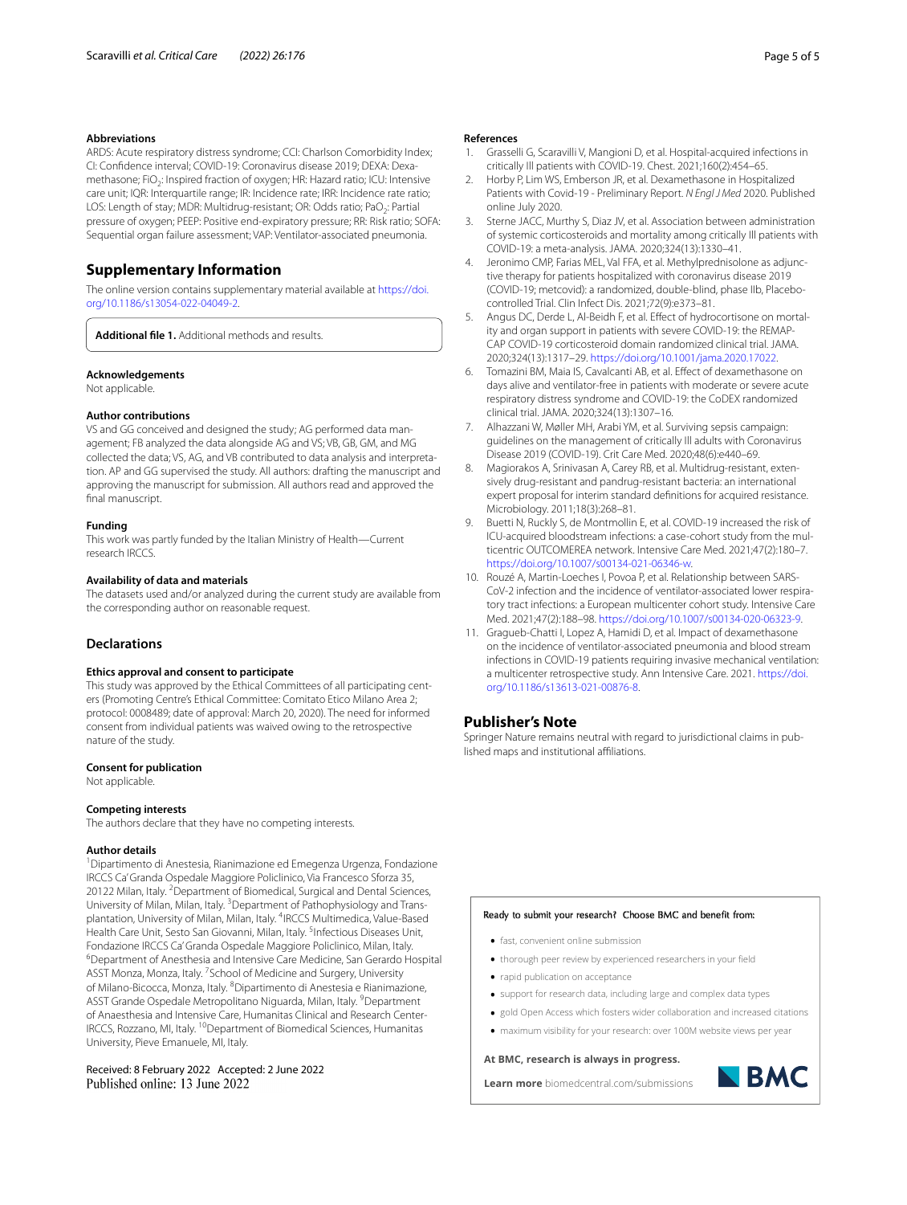#### Abbreviations

ARDS: Acute respiratory distress syndrome; CCI: Charlson Comorbidity Index; CI: Confidence interval; COVID-19: Coronavirus disease 2019; DEXA: Dexamethasone; $FiO_2$: Inspired fraction of oxygen; HR: Hazard ratio; ICU: Intensive care unit; IQR: Interquartile range; IR: Incidence rate; IRR: Incidence rate ratio; LOS: Length of stay; MDR: Multidrug-resistant; OR: Odds ratio; $PaO_2$: Partial pressure of oxygen; PEEP: Positive end-expiratory pressure; RR: Risk ratio; SOFA: Sequential organ failure assessment; VAP: Ventilator-associated pneumonia.

## Supplementary Information

The online version contains supplementary material available at https://doi.org/10.1186/s13054-022-04049-2.

**Additional file 1.** Additional methods and results.

#### Acknowledgements

Not applicable.

#### Author contributions

VS and GG conceived and designed the study; AG performed data management; FB analyzed the data alongside AG and VS; VB, GB, GM, and MG collected the data; VS, AG, and VB contributed to data analysis and interpretation. AP and GG supervised the study. All authors: drafting the manuscript and approving the manuscript for submission. All authors read and approved the final manuscript.

#### Funding

This work was partly funded by the Italian Ministry of Health—Current research IRCCS.

#### Availability of data and materials

The datasets used and/or analyzed during the current study are available from the corresponding author on reasonable request.

## Declarations

#### Ethics approval and consent to participate

This study was approved by the Ethical Committees of all participating centers (Promoting Centre's Ethical Committee: Comitato Etico Milano Area 2; protocol: 0008489; date of approval: March 20, 2020). The need for informed consent from individual patients was waived owing to the retrospective nature of the study.

#### Consent for publication

Not applicable.

#### Competing interests

The authors declare that they have no competing interests.

#### Author details

[1]Dipartimento di Anestesia, Rianimazione ed Emegenza Urgenza, Fondazione IRCCS Ca' Granda Ospedale Maggiore Policlinico, Via Francesco Sforza 35, 20122 Milan, Italy. [2]Department of Biomedical, Surgical and Dental Sciences, University of Milan, Milan, Italy. [3]Department of Pathophysiology and Transplantation, University of Milan, Milan, Italy. [4]IRCCS Multimedica, Value-Based Health Care Unit, Sesto San Giovanni, Milan, Italy. [5]Infectious Diseases Unit, Fondazione IRCCS Ca' Granda Ospedale Maggiore Policlinico, Milan, Italy. [6]Department of Anesthesia and Intensive Care Medicine, San Gerardo Hospital ASST Monza, Monza, Italy. [7]School of Medicine and Surgery, University of Milano-Bicocca, Monza, Italy. [8]Dipartimento di Anestesia e Rianimazione, ASST Grande Ospedale Metropolitano Niguarda, Milan, Italy. [9]Department of Anaesthesia and Intensive Care, Humanitas Clinical and Research Center-IRCCS, Rozzano, MI, Italy. [10]Department of Biomedical Sciences, Humanitas University, Pieve Emanuele, MI, Italy.

Received: 8 February 2022 Accepted: 2 June 2022
Published online: 13 June 2022

#### References

1. Grasselli G, Scaravilli V, Mangioni D, et al. Hospital-acquired infections in critically Ill patients with COVID-19. Chest. 2021;160(2):454–65.
2. Horby P, Lim WS, Emberson JR, et al. Dexamethasone in Hospitalized Patients with Covid-19 - Preliminary Report. *N Engl J Med* 2020. Published online July 2020.
3. Sterne JACC, Murthy S, Diaz JV, et al. Association between administration of systemic corticosteroids and mortality among critically Ill patients with COVID-19: a meta-analysis. JAMA. 2020;324(13):1330–41.
4. Jeronimo CMP, Farias MEL, Val FFA, et al. Methylprednisolone as adjunctive therapy for patients hospitalized with coronavirus disease 2019 (COVID-19; metcovid): a randomized, double-blind, phase IIb, Placebo-controlled Trial. Clin Infect Dis. 2021;72(9):e373–81.
5. Angus DC, Derde L, Al-Beidh F, et al. Effect of hydrocortisone on mortality and organ support in patients with severe COVID-19: the REMAP-CAP COVID-19 corticosteroid domain randomized clinical trial. JAMA. 2020;324(13):1317–29. https://doi.org/10.1001/jama.2020.17022.
6. Tomazini BM, Maia IS, Cavalcanti AB, et al. Effect of dexamethasone on days alive and ventilator-free in patients with moderate or severe acute respiratory distress syndrome and COVID-19: the CoDEX randomized clinical trial. JAMA. 2020;324(13):1307–16.
7. Alhazzani W, Møller MH, Arabi YM, et al. Surviving sepsis campaign: guidelines on the management of critically Ill adults with Coronavirus Disease 2019 (COVID-19). Crit Care Med. 2020;48(6):e440–69.
8. Magiorakos A, Srinivasan A, Carey RB, et al. Multidrug-resistant, extensively drug-resistant and pandrug-resistant bacteria: an international expert proposal for interim standard definitions for acquired resistance. Microbiology. 2011;18(3):268–81.
9. Buetti N, Ruckly S, de Montmollin E, et al. COVID-19 increased the risk of ICU-acquired bloodstream infections: a case-cohort study from the multicentric OUTCOMEREA network. Intensive Care Med. 2021;47(2):180–7. https://doi.org/10.1007/s00134-021-06346-w.
10. Rouzé A, Martin-Loeches I, Povoa P, et al. Relationship between SARS-CoV-2 infection and the incidence of ventilator-associated lower respiratory tract infections: a European multicenter cohort study. Intensive Care Med. 2021;47(2):188–98. https://doi.org/10.1007/s00134-020-06323-9.
11. Gragueb-Chatti I, Lopez A, Hamidi D, et al. Impact of dexamethasone on the incidence of ventilator-associated pneumonia and blood stream infections in COVID-19 patients requiring invasive mechanical ventilation: a multicenter retrospective study. Ann Intensive Care. 2021. https://doi.org/10.1186/s13613-021-00876-8.

## Publisher's Note

Springer Nature remains neutral with regard to jurisdictional claims in published maps and institutional affiliations.

Ready to submit your research? Choose BMC and benefit from:

- fast, convenient online submission
- thorough peer review by experienced researchers in your field
- rapid publication on acceptance
- support for research data, including large and complex data types
- gold Open Access which fosters wider collaboration and increased citations
- maximum visibility for your research: over 100M website views per year

**At BMC, research is always in progress.**

**Learn more** biomedcentral.com/submissions

BMC